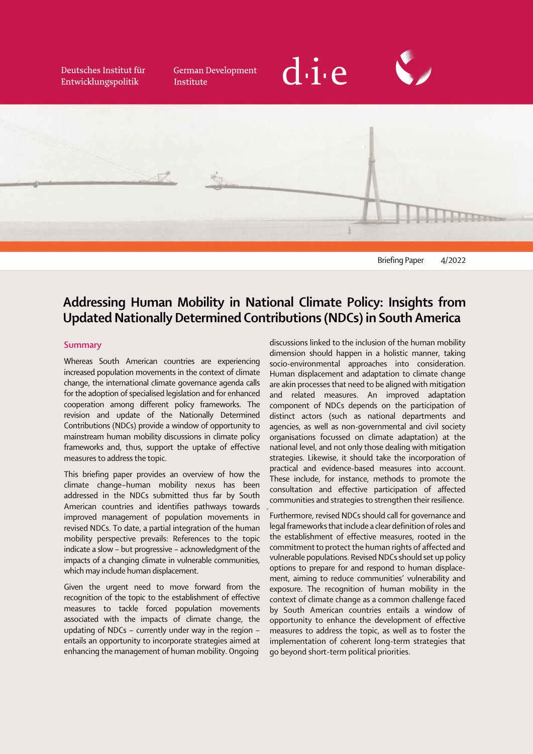Deutsches Institut für Entwicklungspolitik

German Development Institute

Briefing Paper 4/2022

# Addressing Human Mobility in National Climate Policy: Insights from Updated Nationally Determined Contributions (NDCs) in South America

## Summary

Whereas South American countries are experiencing increased population movements in the context of climate change, the international climate governance agenda calls for the adoption of specialised legislation and for enhanced cooperation among different policy frameworks. The revision and update of the Nationally Determined Contributions (NDCs) provide a window of opportunity to mainstream human mobility discussions in climate policy frameworks and, thus, support the uptake of effective measures to address the topic.

This briefing paper provides an overview of how the climate change–human mobility nexus has been addressed in the NDCs submitted thus far by South American countries and identifies pathways towards improved management of population movements in revised NDCs. To date, a partial integration of the human mobility perspective prevails: References to the topic indicate a slow – but progressive – acknowledgment of the impacts of a changing climate in vulnerable communities, which may include human displacement.

Given the urgent need to move forward from the recognition of the topic to the establishment of effective measures to tackle forced population movements associated with the impacts of climate change, the updating of NDCs – currently under way in the region – entails an opportunity to incorporate strategies aimed at enhancing the management of human mobility. Ongoing discussions linked to the inclusion of the human mobility dimension should happen in a holistic manner, taking socio-environmental approaches into consideration. Human displacement and adaptation to climate change are akin processes that need to be aligned with mitigation and related measures. An improved adaptation component of NDCs depends on the participation of distinct actors (such as national departments and agencies, as well as non-governmental and civil society organisations focussed on climate adaptation) at the national level, and not only those dealing with mitigation strategies. Likewise, it should take the incorporation of practical and evidence-based measures into account. These include, for instance, methods to promote the consultation and effective participation of affected communities and strategies to strengthen their resilience.

Furthermore, revised NDCs should call for governance and legal frameworks that include a clear definition of roles and the establishment of effective measures, rooted in the commitment to protect the human rights of affected and vulnerable populations. Revised NDCs should set up policy options to prepare for and respond to human displacement, aiming to reduce communities' vulnerability and exposure. The recognition of human mobility in the context of climate change as a common challenge faced by South American countries entails a window of opportunity to enhance the development of effective measures to address the topic, as well as to foster the implementation of coherent long-term strategies that go beyond short-term political priorities.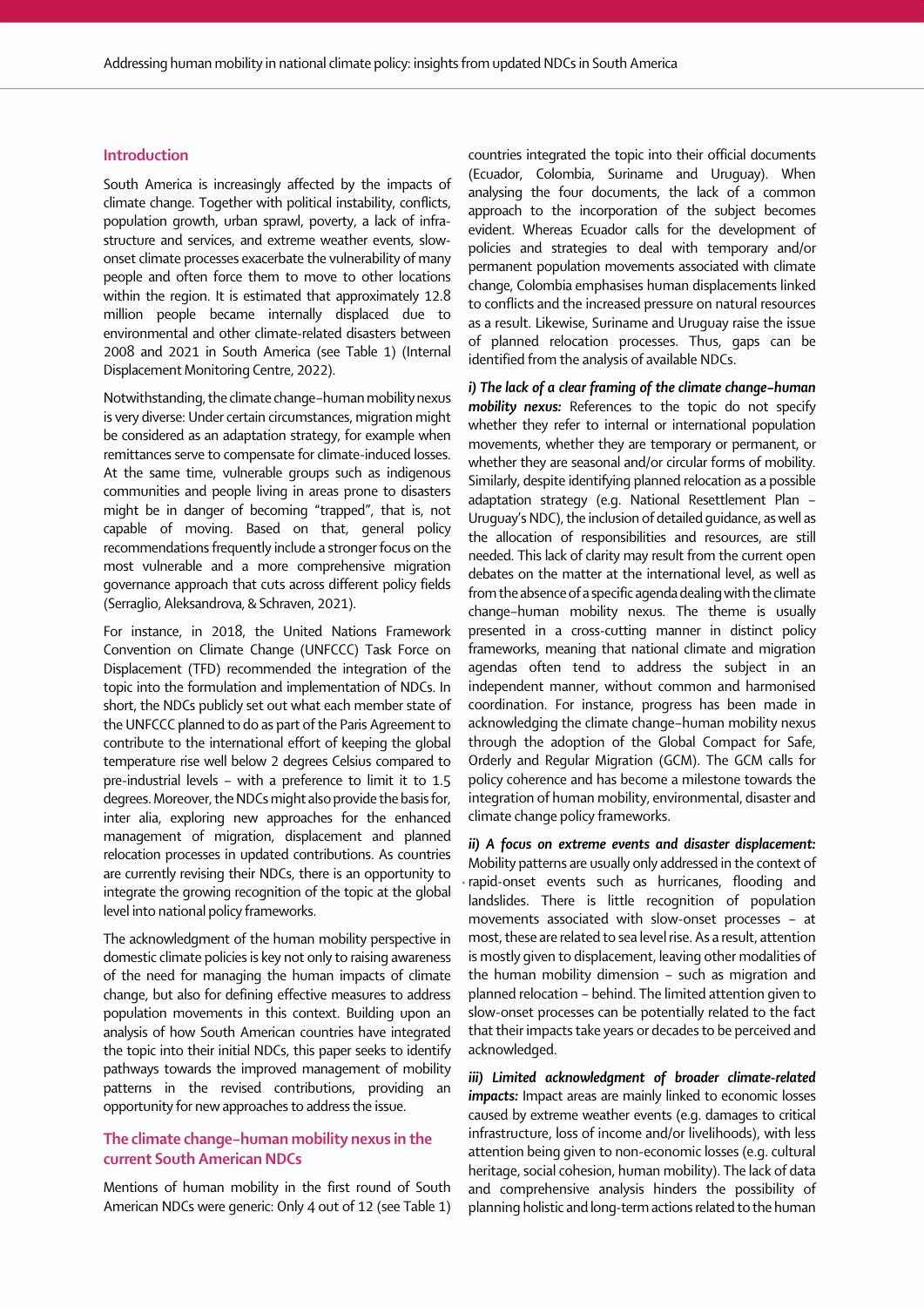## Introduction

South America is increasingly affected by the impacts of climate change. Together with political instability, conflicts, population growth, urban sprawl, poverty, a lack of infrastructure and services, and extreme weather events, slow-onset climate processes exacerbate the vulnerability of many people and often force them to move to other locations within the region. It is estimated that approximately 12.8 million people became internally displaced due to environmental and other climate-related disasters between 2008 and 2021 in South America (see Table 1) (Internal Displacement Monitoring Centre, 2022).

Notwithstanding, the climate change–human mobility nexus is very diverse: Under certain circumstances, migration might be considered as an adaptation strategy, for example when remittances serve to compensate for climate-induced losses. At the same time, vulnerable groups such as indigenous communities and people living in areas prone to disasters might be in danger of becoming "trapped", that is, not capable of moving. Based on that, general policy recommendations frequently include a stronger focus on the most vulnerable and a more comprehensive migration governance approach that cuts across different policy fields (Serraglio, Aleksandrova, & Schraven, 2021).

For instance, in 2018, the United Nations Framework Convention on Climate Change (UNFCCC) Task Force on Displacement (TFD) recommended the integration of the topic into the formulation and implementation of NDCs. In short, the NDCs publicly set out what each member state of the UNFCCC planned to do as part of the Paris Agreement to contribute to the international effort of keeping the global temperature rise well below 2 degrees Celsius compared to pre-industrial levels – with a preference to limit it to 1.5 degrees. Moreover, the NDCs might also provide the basis for, inter alia, exploring new approaches for the enhanced management of migration, displacement and planned relocation processes in updated contributions. As countries are currently revising their NDCs, there is an opportunity to integrate the growing recognition of the topic at the global level into national policy frameworks.

The acknowledgment of the human mobility perspective in domestic climate policies is key not only to raising awareness of the need for managing the human impacts of climate change, but also for defining effective measures to address population movements in this context. Building upon an analysis of how South American countries have integrated the topic into their initial NDCs, this paper seeks to identify pathways towards the improved management of mobility patterns in the revised contributions, providing an opportunity for new approaches to address the issue.

## The climate change–human mobility nexus in the current South American NDCs

Mentions of human mobility in the first round of South American NDCs were generic: Only 4 out of 12 (see Table 1) countries integrated the topic into their official documents (Ecuador, Colombia, Suriname and Uruguay). When analysing the four documents, the lack of a common approach to the incorporation of the subject becomes evident. Whereas Ecuador calls for the development of policies and strategies to deal with temporary and/or permanent population movements associated with climate change, Colombia emphasises human displacements linked to conflicts and the increased pressure on natural resources as a result. Likewise, Suriname and Uruguay raise the issue of planned relocation processes. Thus, gaps can be identified from the analysis of available NDCs.

***i) The lack of a clear framing of the climate change–human mobility nexus:*** References to the topic do not specify whether they refer to internal or international population movements, whether they are temporary or permanent, or whether they are seasonal and/or circular forms of mobility. Similarly, despite identifying planned relocation as a possible adaptation strategy (e.g. National Resettlement Plan – Uruguay's NDC), the inclusion of detailed guidance, as well as the allocation of responsibilities and resources, are still needed. This lack of clarity may result from the current open debates on the matter at the international level, as well as from the absence of a specific agenda dealing with the climate change–human mobility nexus. The theme is usually presented in a cross-cutting manner in distinct policy frameworks, meaning that national climate and migration agendas often tend to address the subject in an independent manner, without common and harmonised coordination. For instance, progress has been made in acknowledging the climate change–human mobility nexus through the adoption of the Global Compact for Safe, Orderly and Regular Migration (GCM). The GCM calls for policy coherence and has become a milestone towards the integration of human mobility, environmental, disaster and climate change policy frameworks.

***ii) A focus on extreme events and disaster displacement:*** Mobility patterns are usually only addressed in the context of rapid-onset events such as hurricanes, flooding and landslides. There is little recognition of population movements associated with slow-onset processes – at most, these are related to sea level rise. As a result, attention is mostly given to displacement, leaving other modalities of the human mobility dimension – such as migration and planned relocation – behind. The limited attention given to slow-onset processes can be potentially related to the fact that their impacts take years or decades to be perceived and acknowledged.

***iii) Limited acknowledgment of broader climate-related impacts:*** Impact areas are mainly linked to economic losses caused by extreme weather events (e.g. damages to critical infrastructure, loss of income and/or livelihoods), with less attention being given to non-economic losses (e.g. cultural heritage, social cohesion, human mobility). The lack of data and comprehensive analysis hinders the possibility of planning holistic and long-term actions related to the human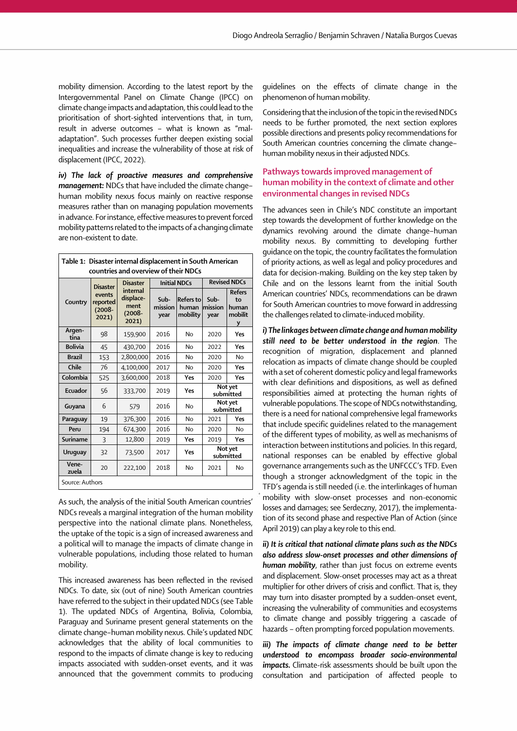mobility dimension. According to the latest report by the Intergovernmental Panel on Climate Change (IPCC) on climate change impacts and adaptation, this could lead to the prioritisation of short-sighted interventions that, in turn, result in adverse outcomes – what is known as "mal-adaptation". Such processes further deepen existing social inequalities and increase the vulnerability of those at risk of displacement (IPCC, 2022).

***iv) The lack of proactive measures and comprehensive management:*** NDCs that have included the climate change–human mobility nexus focus mainly on reactive response measures rather than on managing population movements in advance. For instance, effective measures to prevent forced mobility patterns related to the impacts of a changing climate are non-existent to date.

**Table 1: Disaster internal displacement in South American countries and overview of their NDCs**

| Country | Disaster events reported (2008-2021) | Disaster internal displacement (2008-2021) | Initial NDCs | | Revised NDCs | |
|---|---|---|---|---|---|---|
| | | | Sub-mission year | Refers to human mobility | Sub-mission year | Refers to human mobility |
| Argentina | 98 | 159,900 | 2016 | No | 2020 | **Yes** |
| Bolivia | 45 | 430,700 | 2016 | No | 2022 | **Yes** |
| Brazil | 153 | 2,800,000 | 2016 | No | 2020 | No |
| Chile | 76 | 4,100,000 | 2017 | No | 2020 | **Yes** |
| Colombia | 525 | 3,600,000 | 2018 | **Yes** | 2020 | **Yes** |
| Ecuador | 56 | 333,700 | 2019 | **Yes** | Not yet submitted | |
| Guyana | 6 | 579 | 2016 | No | Not yet submitted | |
| Paraguay | 19 | 376,300 | 2016 | No | 2021 | **Yes** |
| Peru | 194 | 674,300 | 2016 | No | 2020 | No |
| Suriname | 3 | 12,800 | 2019 | **Yes** | 2019 | **Yes** |
| Uruguay | 32 | 73,500 | 2017 | **Yes** | Not yet submitted | |
| Venezuela | 20 | 222,100 | 2018 | No | 2021 | No |

Source: Authors

As such, the analysis of the initial South American countries' NDCs reveals a marginal integration of the human mobility perspective into the national climate plans. Nonetheless, the uptake of the topic is a sign of increased awareness and a political will to manage the impacts of climate change in vulnerable populations, including those related to human mobility.

This increased awareness has been reflected in the revised NDCs. To date, six (out of nine) South American countries have referred to the subject in their updated NDCs (see Table 1). The updated NDCs of Argentina, Bolivia, Colombia, Paraguay and Suriname present general statements on the climate change–human mobility nexus. Chile's updated NDC acknowledges that the ability of local communities to respond to the impacts of climate change is key to reducing impacts associated with sudden-onset events, and it was announced that the government commits to producing guidelines on the effects of climate change in the phenomenon of human mobility.

Considering that the inclusion of the topic in the revised NDCs needs to be further promoted, the next section explores possible directions and presents policy recommendations for South American countries concerning the climate change–human mobility nexus in their adjusted NDCs.

## Pathways towards improved management of human mobility in the context of climate and other environmental changes in revised NDCs

The advances seen in Chile's NDC constitute an important step towards the development of further knowledge on the dynamics revolving around the climate change–human mobility nexus. By committing to developing further guidance on the topic, the country facilitates the formulation of priority actions, as well as legal and policy procedures and data for decision-making. Building on the key step taken by Chile and on the lessons learnt from the initial South American countries' NDCs, recommendations can be drawn for South American countries to move forward in addressing the challenges related to climate-induced mobility.

***i) The linkages between climate change and human mobility still need to be better understood in the region***. The recognition of migration, displacement and planned relocation as impacts of climate change should be coupled with a set of coherent domestic policy and legal frameworks with clear definitions and dispositions, as well as defined responsibilities aimed at protecting the human rights of vulnerable populations. The scope of NDCs notwithstanding, there is a need for national comprehensive legal frameworks that include specific guidelines related to the management of the different types of mobility, as well as mechanisms of interaction between institutions and policies. In this regard, national responses can be enabled by effective global governance arrangements such as the UNFCCC's TFD. Even though a stronger acknowledgment of the topic in the TFD's agenda is still needed (i.e. the interlinkages of human mobility with slow-onset processes and non-economic losses and damages; see Serdeczny, 2017), the implementation of its second phase and respective Plan of Action (since April 2019) can play a key role to this end.

***ii) It is critical that national climate plans such as the NDCs also address slow-onset processes and other dimensions of human mobility***, rather than just focus on extreme events and displacement. Slow-onset processes may act as a threat multiplier for other drivers of crisis and conflict. That is, they may turn into disaster prompted by a sudden-onset event, increasing the vulnerability of communities and ecosystems to climate change and possibly triggering a cascade of hazards – often prompting forced population movements.

***iii) The impacts of climate change need to be better understood to encompass broader socio-environmental impacts.*** Climate-risk assessments should be built upon the consultation and participation of affected people to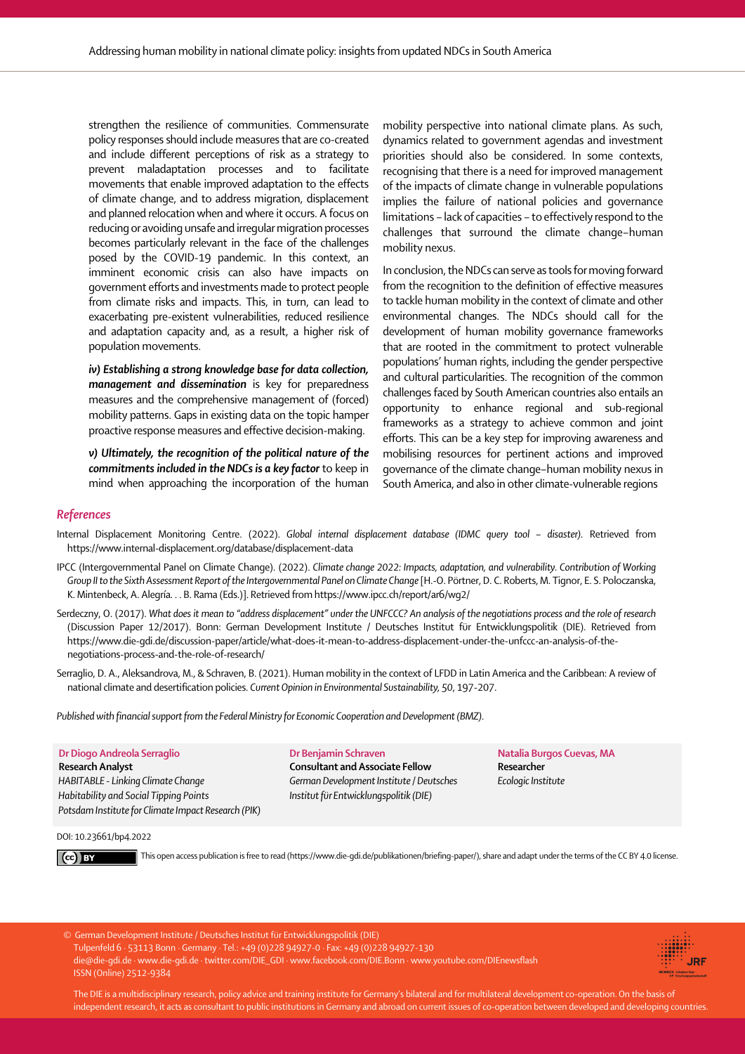strengthen the resilience of communities. Commensurate policy responses should include measures that are co-created and include different perceptions of risk as a strategy to prevent maladaptation processes and to facilitate movements that enable improved adaptation to the effects of climate change, and to address migration, displacement and planned relocation when and where it occurs. A focus on reducing or avoiding unsafe and irregular migration processes becomes particularly relevant in the face of the challenges posed by the COVID-19 pandemic. In this context, an imminent economic crisis can also have impacts on government efforts and investments made to protect people from climate risks and impacts. This, in turn, can lead to exacerbating pre-existent vulnerabilities, reduced resilience and adaptation capacity and, as a result, a higher risk of population movements.

***iv) Establishing a strong knowledge base for data collection, management and dissemination*** is key for preparedness measures and the comprehensive management of (forced) mobility patterns. Gaps in existing data on the topic hamper proactive response measures and effective decision-making.

***v) Ultimately, the recognition of the political nature of the commitments included in the NDCs is a key factor*** to keep in mind when approaching the incorporation of the human mobility perspective into national climate plans. As such, dynamics related to government agendas and investment priorities should also be considered. In some contexts, recognising that there is a need for improved management of the impacts of climate change in vulnerable populations implies the failure of national policies and governance limitations – lack of capacities – to effectively respond to the challenges that surround the climate change–human mobility nexus.

In conclusion, the NDCs can serve as tools for moving forward from the recognition to the definition of effective measures to tackle human mobility in the context of climate and other environmental changes. The NDCs should call for the development of human mobility governance frameworks that are rooted in the commitment to protect vulnerable populations' human rights, including the gender perspective and cultural particularities. The recognition of the common challenges faced by South American countries also entails an opportunity to enhance regional and sub-regional frameworks as a strategy to achieve common and joint efforts. This can be a key step for improving awareness and mobilising resources for pertinent actions and improved governance of the climate change–human mobility nexus in South America, and also in other climate-vulnerable regions

## References

Internal Displacement Monitoring Centre. (2022). *Global internal displacement database (IDMC query tool – disaster)*. Retrieved from https://www.internal-displacement.org/database/displacement-data

IPCC (Intergovernmental Panel on Climate Change). (2022). *Climate change 2022: Impacts, adaptation, and vulnerability. Contribution of Working Group II to the Sixth Assessment Report of the Intergovernmental Panel on Climate Change* [H.-O. Pörtner, D. C. Roberts, M. Tignor, E. S. Poloczanska, K. Mintenbeck, A. Alegría. . . B. Rama (Eds.)]. Retrieved from https://www.ipcc.ch/report/ar6/wg2/

Serdeczny, O. (2017). *What does it mean to "address displacement" under the UNFCCC? An analysis of the negotiations process and the role of research* (Discussion Paper 12/2017). Bonn: German Development Institute / Deutsches Institut für Entwicklungspolitik (DIE). Retrieved from https://www.die-gdi.de/discussion-paper/article/what-does-it-mean-to-address-displacement-under-the-unfccc-an-analysis-of-the-negotiations-process-and-the-role-of-research/

Serraglio, D. A., Aleksandrova, M., & Schraven, B. (2021). Human mobility in the context of LFDD in Latin America and the Caribbean: A review of national climate and desertification policies. *Current Opinion in Environmental Sustainability, 50*, 197-207.

*Published with financial support from the Federal Ministry for Economic Cooperation and Development (BMZ).*

**Dr Diogo Andreola Serraglio**
**Research Analyst**
*HABITABLE - Linking Climate Change Habitability and Social Tipping Points*
*Potsdam Institute for Climate Impact Research (PIK)*

**Dr Benjamin Schraven**
**Consultant and Associate Fellow**
*German Development Institute / Deutsches Institut für Entwicklungspolitik (DIE)*

**Natalia Burgos Cuevas, MA**
**Researcher**
*Ecologic Institute*

DOI: 10.23661/bp4.2022

This open access publication is free to read (https://www.die-gdi.de/publikationen/briefing-paper/), share and adapt under the terms of the CC BY 4.0 license.

© German Development Institute / Deutsches Institut für Entwicklungspolitik (DIE)
Tulpenfeld 6 · 53113 Bonn · Germany · Tel.: +49 (0)228 94927-0 · Fax: +49 (0)228 94927-130
die@die-gdi.de · www.die-gdi.de · twitter.com/DIE_GDI · www.facebook.com/DIE.Bonn · www.youtube.com/DIEnewsflash
ISSN (Online) 2512-9384

The DIE is a multidisciplinary research, policy advice and training institute for Germany's bilateral and for multilateral development co-operation. On the basis of independent research, it acts as consultant to public institutions in Germany and abroad on current issues of co-operation between developed and developing countries.